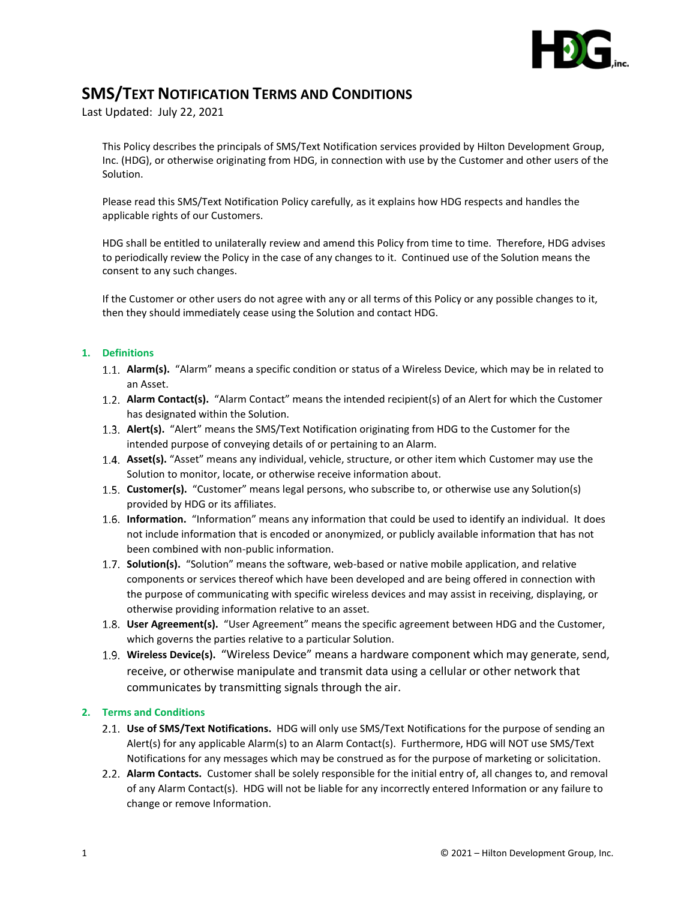# SMS/Text Notification Terms and Conditions

Last Updated: July 22, 2021

This Policy describes the principals of SMS/Text Notification services provided by Hilton Development Group, Inc. (HDG), or otherwise originating from HDG, in connection with use by the Customer and other users of the Solution.

Please read this SMS/Text Notification Policy carefully, as it explains how HDG respects and handles the applicable rights of our Customers.

HDG shall be entitled to unilaterally review and amend this Policy from time to time. Therefore, HDG advises to periodically review the Policy in the case of any changes to it. Continued use of the Solution means the consent to any such changes.

If the Customer or other users do not agree with any or all terms of this Policy or any possible changes to it, then they should immediately cease using the Solution and contact HDG.

## 1. Definitions

1.1. **Alarm(s).** "Alarm" means a specific condition or status of a Wireless Device, which may be in related to an Asset.

1.2. **Alarm Contact(s).** "Alarm Contact" means the intended recipient(s) of an Alert for which the Customer has designated within the Solution.

1.3. **Alert(s).** "Alert" means the SMS/Text Notification originating from HDG to the Customer for the intended purpose of conveying details of or pertaining to an Alarm.

1.4. **Asset(s).** "Asset" means any individual, vehicle, structure, or other item which Customer may use the Solution to monitor, locate, or otherwise receive information about.

1.5. **Customer(s).** "Customer" means legal persons, who subscribe to, or otherwise use any Solution(s) provided by HDG or its affiliates.

1.6. **Information.** "Information" means any information that could be used to identify an individual. It does not include information that is encoded or anonymized, or publicly available information that has not been combined with non-public information.

1.7. **Solution(s).** "Solution" means the software, web-based or native mobile application, and relative components or services thereof which have been developed and are being offered in connection with the purpose of communicating with specific wireless devices and may assist in receiving, displaying, or otherwise providing information relative to an asset.

1.8. **User Agreement(s).** "User Agreement" means the specific agreement between HDG and the Customer, which governs the parties relative to a particular Solution.

1.9. **Wireless Device(s).** "Wireless Device" means a hardware component which may generate, send, receive, or otherwise manipulate and transmit data using a cellular or other network that communicates by transmitting signals through the air.

## 2. Terms and Conditions

2.1. **Use of SMS/Text Notifications.** HDG will only use SMS/Text Notifications for the purpose of sending an Alert(s) for any applicable Alarm(s) to an Alarm Contact(s). Furthermore, HDG will NOT use SMS/Text Notifications for any messages which may be construed as for the purpose of marketing or solicitation.

2.2. **Alarm Contacts.** Customer shall be solely responsible for the initial entry of, all changes to, and removal of any Alarm Contact(s). HDG will not be liable for any incorrectly entered Information or any failure to change or remove Information.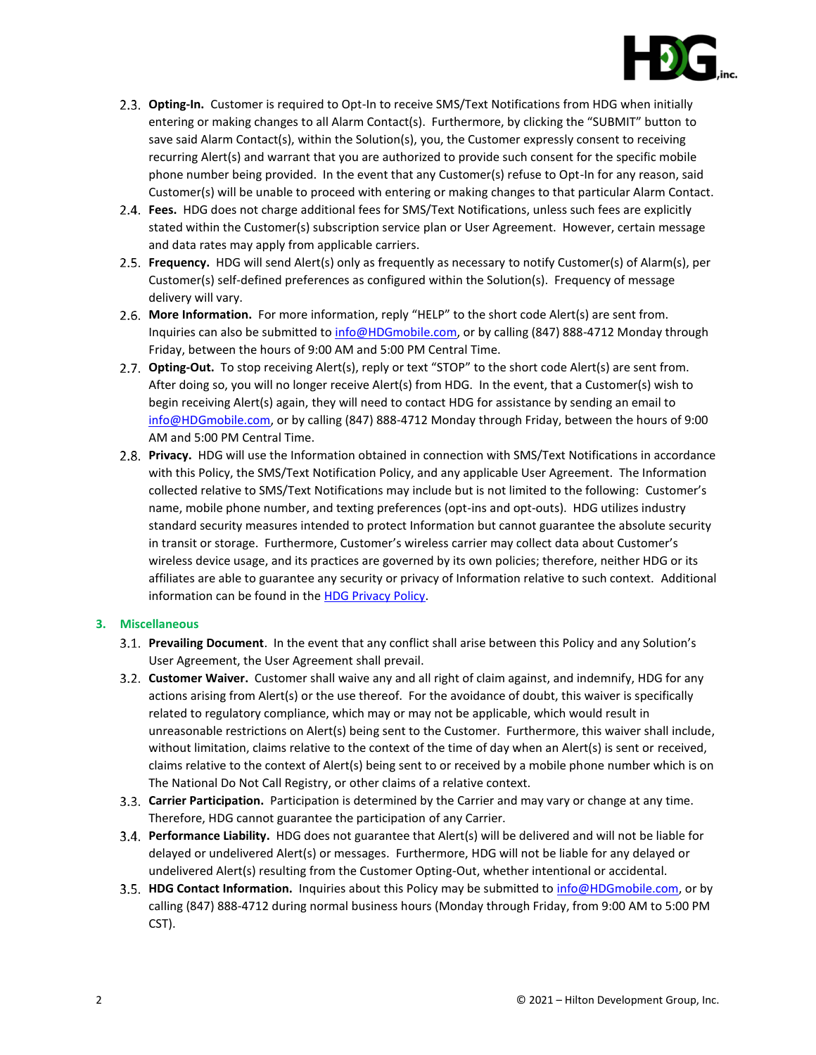2.3. **Opting-In.** Customer is required to Opt-In to receive SMS/Text Notifications from HDG when initially entering or making changes to all Alarm Contact(s). Furthermore, by clicking the "SUBMIT" button to save said Alarm Contact(s), within the Solution(s), you, the Customer expressly consent to receiving recurring Alert(s) and warrant that you are authorized to provide such consent for the specific mobile phone number being provided. In the event that any Customer(s) refuse to Opt-In for any reason, said Customer(s) will be unable to proceed with entering or making changes to that particular Alarm Contact.

2.4. **Fees.** HDG does not charge additional fees for SMS/Text Notifications, unless such fees are explicitly stated within the Customer(s) subscription service plan or User Agreement. However, certain message and data rates may apply from applicable carriers.

2.5. **Frequency.** HDG will send Alert(s) only as frequently as necessary to notify Customer(s) of Alarm(s), per Customer(s) self-defined preferences as configured within the Solution(s). Frequency of message delivery will vary.

2.6. **More Information.** For more information, reply "HELP" to the short code Alert(s) are sent from. Inquiries can also be submitted to info@HDGmobile.com, or by calling (847) 888-4712 Monday through Friday, between the hours of 9:00 AM and 5:00 PM Central Time.

2.7. **Opting-Out.** To stop receiving Alert(s), reply or text "STOP" to the short code Alert(s) are sent from. After doing so, you will no longer receive Alert(s) from HDG. In the event, that a Customer(s) wish to begin receiving Alert(s) again, they will need to contact HDG for assistance by sending an email to info@HDGmobile.com, or by calling (847) 888-4712 Monday through Friday, between the hours of 9:00 AM and 5:00 PM Central Time.

2.8. **Privacy.** HDG will use the Information obtained in connection with SMS/Text Notifications in accordance with this Policy, the SMS/Text Notification Policy, and any applicable User Agreement. The Information collected relative to SMS/Text Notifications may include but is not limited to the following: Customer's name, mobile phone number, and texting preferences (opt-ins and opt-outs). HDG utilizes industry standard security measures intended to protect Information but cannot guarantee the absolute security in transit or storage. Furthermore, Customer's wireless carrier may collect data about Customer's wireless device usage, and its practices are governed by its own policies; therefore, neither HDG or its affiliates are able to guarantee any security or privacy of Information relative to such context. Additional information can be found in the HDG Privacy Policy.

## 3. Miscellaneous

3.1. **Prevailing Document**. In the event that any conflict shall arise between this Policy and any Solution's User Agreement, the User Agreement shall prevail.

3.2. **Customer Waiver.** Customer shall waive any and all right of claim against, and indemnify, HDG for any actions arising from Alert(s) or the use thereof. For the avoidance of doubt, this waiver is specifically related to regulatory compliance, which may or may not be applicable, which would result in unreasonable restrictions on Alert(s) being sent to the Customer. Furthermore, this waiver shall include, without limitation, claims relative to the context of the time of day when an Alert(s) is sent or received, claims relative to the context of Alert(s) being sent to or received by a mobile phone number which is on The National Do Not Call Registry, or other claims of a relative context.

3.3. **Carrier Participation.** Participation is determined by the Carrier and may vary or change at any time. Therefore, HDG cannot guarantee the participation of any Carrier.

3.4. **Performance Liability.** HDG does not guarantee that Alert(s) will be delivered and will not be liable for delayed or undelivered Alert(s) or messages. Furthermore, HDG will not be liable for any delayed or undelivered Alert(s) resulting from the Customer Opting-Out, whether intentional or accidental.

3.5. **HDG Contact Information.** Inquiries about this Policy may be submitted to info@HDGmobile.com, or by calling (847) 888-4712 during normal business hours (Monday through Friday, from 9:00 AM to 5:00 PM CST).